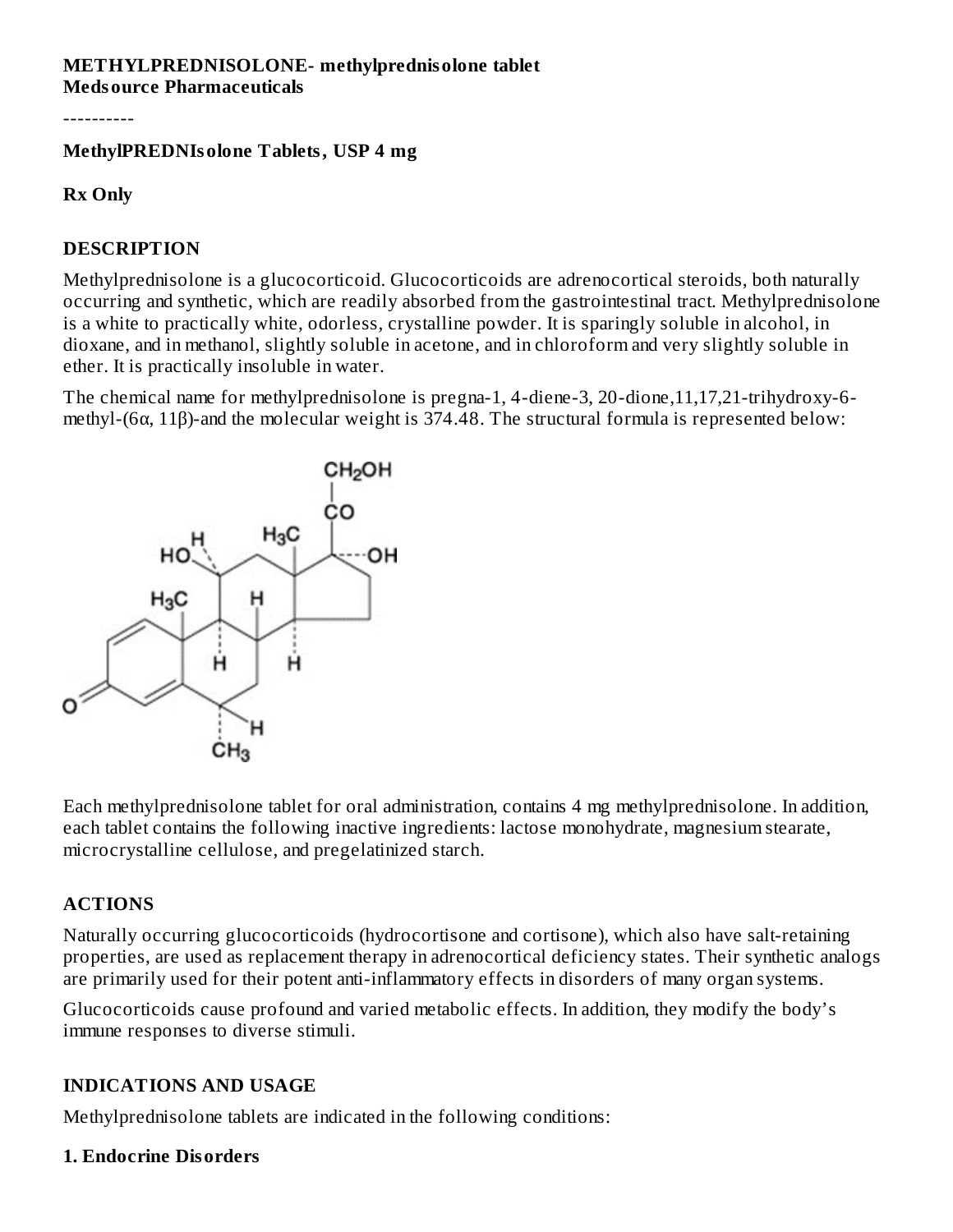**METHYLPREDNISOLONE- methylprednisolone tablet**
**Medsource Pharmaceuticals**

----------

**MethylPREDNIsolone Tablets, USP 4 mg**

**Rx Only**

## DESCRIPTION

Methylprednisolone is a glucocorticoid. Glucocorticoids are adrenocortical steroids, both naturally occurring and synthetic, which are readily absorbed from the gastrointestinal tract. Methylprednisolone is a white to practically white, odorless, crystalline powder. It is sparingly soluble in alcohol, in dioxane, and in methanol, slightly soluble in acetone, and in chloroform and very slightly soluble in ether. It is practically insoluble in water.

The chemical name for methylprednisolone is pregna-1, 4-diene-3, 20-dione,11,17,21-trihydroxy-6-methyl-(6α, 11β)-and the molecular weight is 374.48. The structural formula is represented below:

Each methylprednisolone tablet for oral administration, contains 4 mg methylprednisolone. In addition, each tablet contains the following inactive ingredients: lactose monohydrate, magnesium stearate, microcrystalline cellulose, and pregelatinized starch.

## ACTIONS

Naturally occurring glucocorticoids (hydrocortisone and cortisone), which also have salt-retaining properties, are used as replacement therapy in adrenocortical deficiency states. Their synthetic analogs are primarily used for their potent anti-inflammatory effects in disorders of many organ systems.

Glucocorticoids cause profound and varied metabolic effects. In addition, they modify the body's immune responses to diverse stimuli.

## INDICATIONS AND USAGE

Methylprednisolone tablets are indicated in the following conditions:

### 1. Endocrine Disorders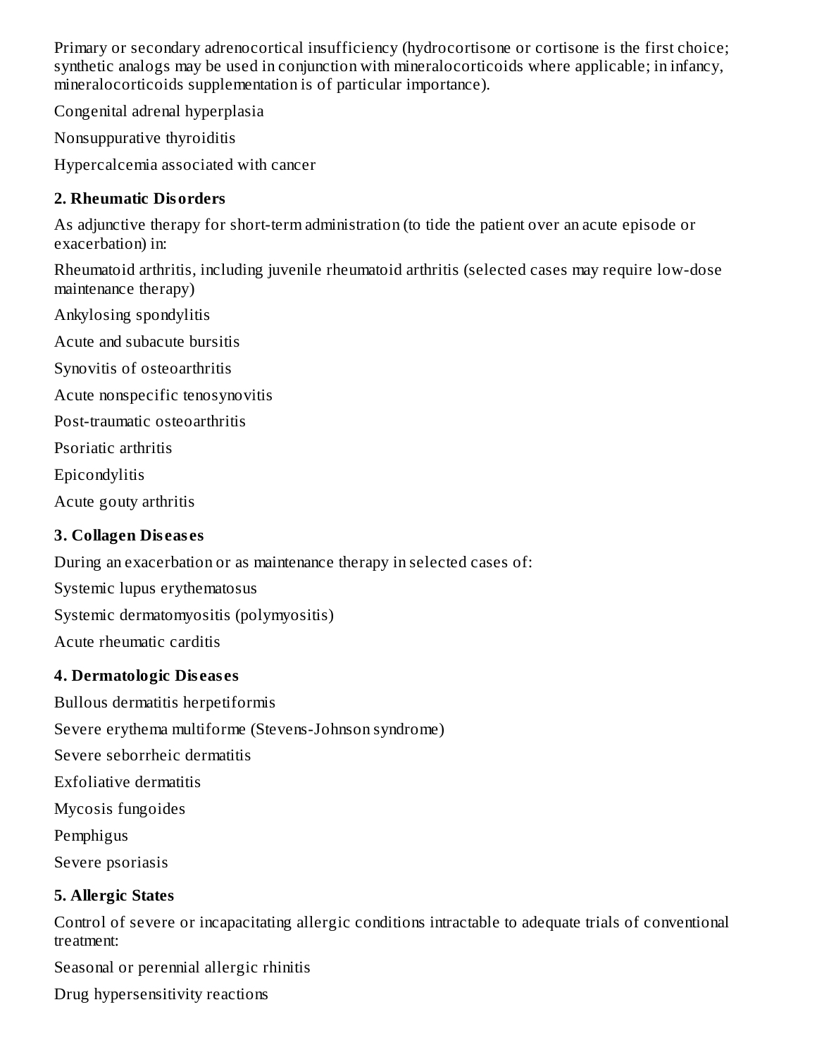Primary or secondary adrenocortical insufficiency (hydrocortisone or cortisone is the first choice; synthetic analogs may be used in conjunction with mineralocorticoids where applicable; in infancy, mineralocorticoids supplementation is of particular importance).

Congenital adrenal hyperplasia

Nonsuppurative thyroiditis

Hypercalcemia associated with cancer

**2. Rheumatic Disorders**

As adjunctive therapy for short-term administration (to tide the patient over an acute episode or exacerbation) in:

Rheumatoid arthritis, including juvenile rheumatoid arthritis (selected cases may require low-dose maintenance therapy)

Ankylosing spondylitis

Acute and subacute bursitis

Synovitis of osteoarthritis

Acute nonspecific tenosynovitis

Post-traumatic osteoarthritis

Psoriatic arthritis

Epicondylitis

Acute gouty arthritis

**3. Collagen Diseases**

During an exacerbation or as maintenance therapy in selected cases of:

Systemic lupus erythematosus

Systemic dermatomyositis (polymyositis)

Acute rheumatic carditis

**4. Dermatologic Diseases**

Bullous dermatitis herpetiformis

Severe erythema multiforme (Stevens-Johnson syndrome)

Severe seborrheic dermatitis

Exfoliative dermatitis

Mycosis fungoides

Pemphigus

Severe psoriasis

**5. Allergic States**

Control of severe or incapacitating allergic conditions intractable to adequate trials of conventional treatment:

Seasonal or perennial allergic rhinitis

Drug hypersensitivity reactions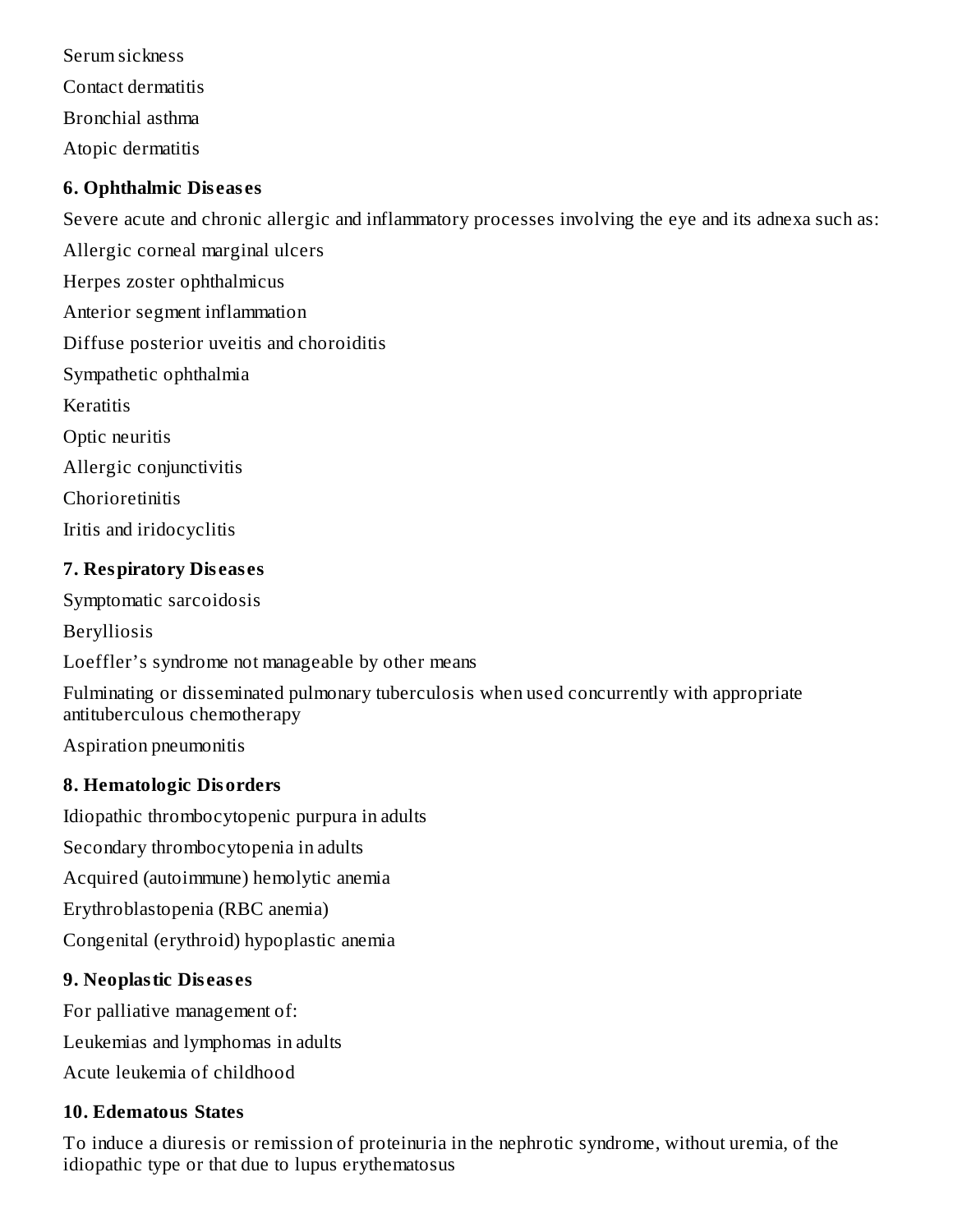Serum sickness

Contact dermatitis

Bronchial asthma

Atopic dermatitis

**6. Ophthalmic Diseases**

Severe acute and chronic allergic and inflammatory processes involving the eye and its adnexa such as:

Allergic corneal marginal ulcers

Herpes zoster ophthalmicus

Anterior segment inflammation

Diffuse posterior uveitis and choroiditis

Sympathetic ophthalmia

Keratitis

Optic neuritis

Allergic conjunctivitis

Chorioretinitis

Iritis and iridocyclitis

**7. Respiratory Diseases**

Symptomatic sarcoidosis

Berylliosis

Loeffler's syndrome not manageable by other means

Fulminating or disseminated pulmonary tuberculosis when used concurrently with appropriate antituberculous chemotherapy

Aspiration pneumonitis

**8. Hematologic Disorders**

Idiopathic thrombocytopenic purpura in adults

Secondary thrombocytopenia in adults

Acquired (autoimmune) hemolytic anemia

Erythroblastopenia (RBC anemia)

Congenital (erythroid) hypoplastic anemia

**9. Neoplastic Diseases**

For palliative management of:

Leukemias and lymphomas in adults

Acute leukemia of childhood

**10. Edematous States**

To induce a diuresis or remission of proteinuria in the nephrotic syndrome, without uremia, of the idiopathic type or that due to lupus erythematosus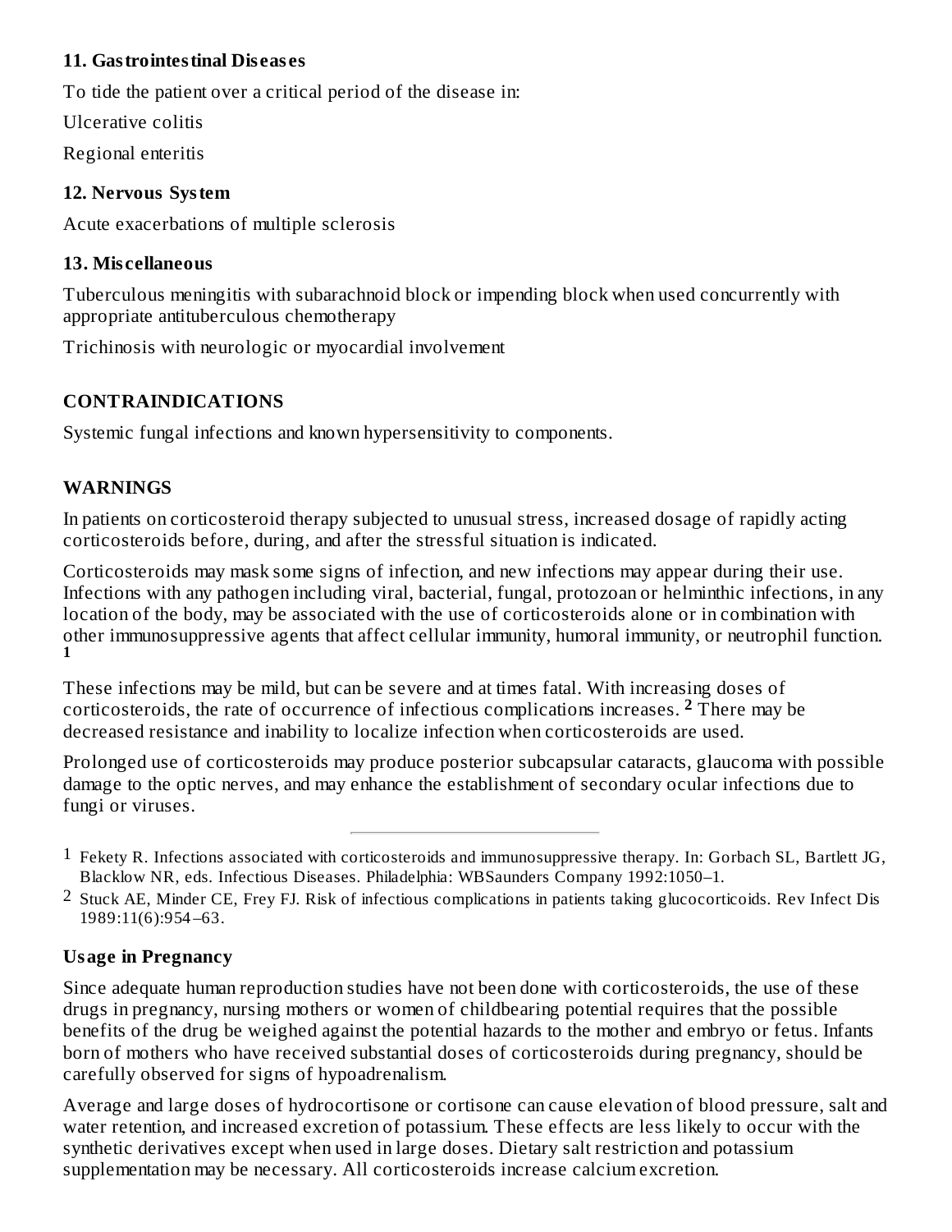### 11. Gastrointestinal Diseases

To tide the patient over a critical period of the disease in:

Ulcerative colitis

Regional enteritis

### 12. Nervous System

Acute exacerbations of multiple sclerosis

### 13. Miscellaneous

Tuberculous meningitis with subarachnoid block or impending block when used concurrently with appropriate antituberculous chemotherapy

Trichinosis with neurologic or myocardial involvement

## CONTRAINDICATIONS

Systemic fungal infections and known hypersensitivity to components.

## WARNINGS

In patients on corticosteroid therapy subjected to unusual stress, increased dosage of rapidly acting corticosteroids before, during, and after the stressful situation is indicated.

Corticosteroids may mask some signs of infection, and new infections may appear during their use. Infections with any pathogen including viral, bacterial, fungal, protozoan or helminthic infections, in any location of the body, may be associated with the use of corticosteroids alone or in combination with other immunosuppressive agents that affect cellular immunity, humoral immunity, or neutrophil function.[1]

These infections may be mild, but can be severe and at times fatal. With increasing doses of corticosteroids, the rate of occurrence of infectious complications increases.[2] There may be decreased resistance and inability to localize infection when corticosteroids are used.

Prolonged use of corticosteroids may produce posterior subcapsular cataracts, glaucoma with possible damage to the optic nerves, and may enhance the establishment of secondary ocular infections due to fungi or viruses.

---

[1] Fekety R. Infections associated with corticosteroids and immunosuppressive therapy. In: Gorbach SL, Bartlett JG, Blacklow NR, eds. Infectious Diseases. Philadelphia: WBSaunders Company 1992:1050–1.

[2] Stuck AE, Minder CE, Frey FJ. Risk of infectious complications in patients taking glucocorticoids. Rev Infect Dis 1989:11(6):954–63.

### Usage in Pregnancy

Since adequate human reproduction studies have not been done with corticosteroids, the use of these drugs in pregnancy, nursing mothers or women of childbearing potential requires that the possible benefits of the drug be weighed against the potential hazards to the mother and embryo or fetus. Infants born of mothers who have received substantial doses of corticosteroids during pregnancy, should be carefully observed for signs of hypoadrenalism.

Average and large doses of hydrocortisone or cortisone can cause elevation of blood pressure, salt and water retention, and increased excretion of potassium. These effects are less likely to occur with the synthetic derivatives except when used in large doses. Dietary salt restriction and potassium supplementation may be necessary. All corticosteroids increase calcium excretion.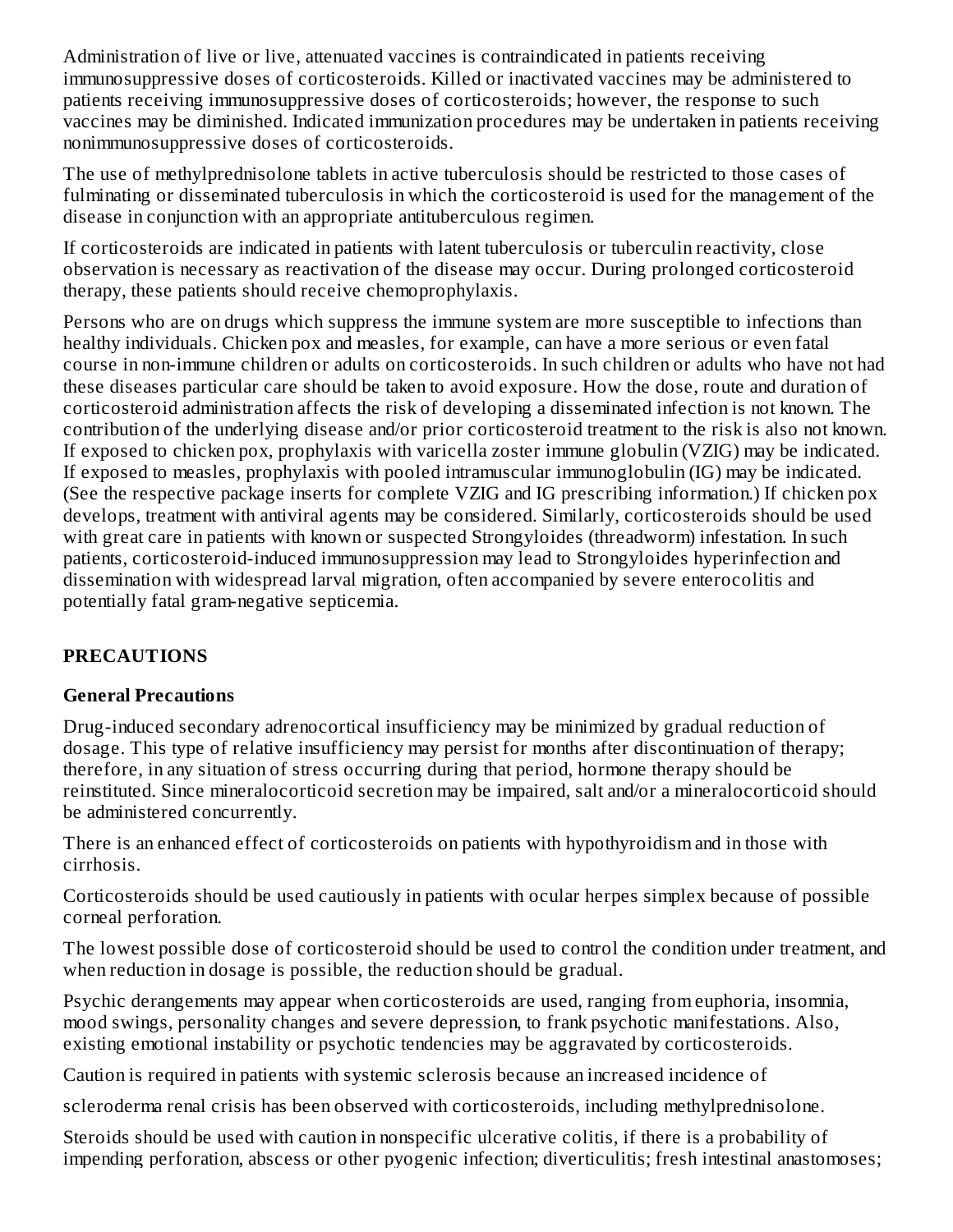Administration of live or live, attenuated vaccines is contraindicated in patients receiving immunosuppressive doses of corticosteroids. Killed or inactivated vaccines may be administered to patients receiving immunosuppressive doses of corticosteroids; however, the response to such vaccines may be diminished. Indicated immunization procedures may be undertaken in patients receiving nonimmunosuppressive doses of corticosteroids.

The use of methylprednisolone tablets in active tuberculosis should be restricted to those cases of fulminating or disseminated tuberculosis in which the corticosteroid is used for the management of the disease in conjunction with an appropriate antituberculous regimen.

If corticosteroids are indicated in patients with latent tuberculosis or tuberculin reactivity, close observation is necessary as reactivation of the disease may occur. During prolonged corticosteroid therapy, these patients should receive chemoprophylaxis.

Persons who are on drugs which suppress the immune system are more susceptible to infections than healthy individuals. Chicken pox and measles, for example, can have a more serious or even fatal course in non-immune children or adults on corticosteroids. In such children or adults who have not had these diseases particular care should be taken to avoid exposure. How the dose, route and duration of corticosteroid administration affects the risk of developing a disseminated infection is not known. The contribution of the underlying disease and/or prior corticosteroid treatment to the risk is also not known. If exposed to chicken pox, prophylaxis with varicella zoster immune globulin (VZIG) may be indicated. If exposed to measles, prophylaxis with pooled intramuscular immunoglobulin (IG) may be indicated. (See the respective package inserts for complete VZIG and IG prescribing information.) If chicken pox develops, treatment with antiviral agents may be considered. Similarly, corticosteroids should be used with great care in patients with known or suspected Strongyloides (threadworm) infestation. In such patients, corticosteroid-induced immunosuppression may lead to Strongyloides hyperinfection and dissemination with widespread larval migration, often accompanied by severe enterocolitis and potentially fatal gram-negative septicemia.

## PRECAUTIONS

### General Precautions

Drug-induced secondary adrenocortical insufficiency may be minimized by gradual reduction of dosage. This type of relative insufficiency may persist for months after discontinuation of therapy; therefore, in any situation of stress occurring during that period, hormone therapy should be reinstituted. Since mineralocorticoid secretion may be impaired, salt and/or a mineralocorticoid should be administered concurrently.

There is an enhanced effect of corticosteroids on patients with hypothyroidism and in those with cirrhosis.

Corticosteroids should be used cautiously in patients with ocular herpes simplex because of possible corneal perforation.

The lowest possible dose of corticosteroid should be used to control the condition under treatment, and when reduction in dosage is possible, the reduction should be gradual.

Psychic derangements may appear when corticosteroids are used, ranging from euphoria, insomnia, mood swings, personality changes and severe depression, to frank psychotic manifestations. Also, existing emotional instability or psychotic tendencies may be aggravated by corticosteroids.

Caution is required in patients with systemic sclerosis because an increased incidence of scleroderma renal crisis has been observed with corticosteroids, including methylprednisolone.

Steroids should be used with caution in nonspecific ulcerative colitis, if there is a probability of impending perforation, abscess or other pyogenic infection; diverticulitis; fresh intestinal anastomoses;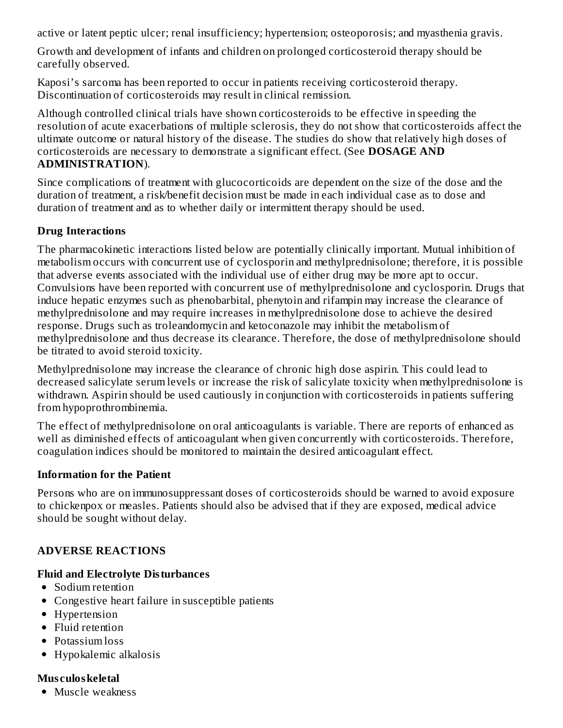active or latent peptic ulcer; renal insufficiency; hypertension; osteoporosis; and myasthenia gravis.

Growth and development of infants and children on prolonged corticosteroid therapy should be carefully observed.

Kaposi's sarcoma has been reported to occur in patients receiving corticosteroid therapy. Discontinuation of corticosteroids may result in clinical remission.

Although controlled clinical trials have shown corticosteroids to be effective in speeding the resolution of acute exacerbations of multiple sclerosis, they do not show that corticosteroids affect the ultimate outcome or natural history of the disease. The studies do show that relatively high doses of corticosteroids are necessary to demonstrate a significant effect. (See **DOSAGE AND ADMINISTRATION**).

Since complications of treatment with glucocorticoids are dependent on the size of the dose and the duration of treatment, a risk/benefit decision must be made in each individual case as to dose and duration of treatment and as to whether daily or intermittent therapy should be used.

### Drug Interactions

The pharmacokinetic interactions listed below are potentially clinically important. Mutual inhibition of metabolism occurs with concurrent use of cyclosporin and methylprednisolone; therefore, it is possible that adverse events associated with the individual use of either drug may be more apt to occur. Convulsions have been reported with concurrent use of methylprednisolone and cyclosporin. Drugs that induce hepatic enzymes such as phenobarbital, phenytoin and rifampin may increase the clearance of methylprednisolone and may require increases in methylprednisolone dose to achieve the desired response. Drugs such as troleandomycin and ketoconazole may inhibit the metabolism of methylprednisolone and thus decrease its clearance. Therefore, the dose of methylprednisolone should be titrated to avoid steroid toxicity.

Methylprednisolone may increase the clearance of chronic high dose aspirin. This could lead to decreased salicylate serum levels or increase the risk of salicylate toxicity when methylprednisolone is withdrawn. Aspirin should be used cautiously in conjunction with corticosteroids in patients suffering from hypoprothrombinemia.

The effect of methylprednisolone on oral anticoagulants is variable. There are reports of enhanced as well as diminished effects of anticoagulant when given concurrently with corticosteroids. Therefore, coagulation indices should be monitored to maintain the desired anticoagulant effect.

### Information for the Patient

Persons who are on immunosuppressant doses of corticosteroids should be warned to avoid exposure to chickenpox or measles. Patients should also be advised that if they are exposed, medical advice should be sought without delay.

## ADVERSE REACTIONS

### Fluid and Electrolyte Disturbances

- Sodium retention
- Congestive heart failure in susceptible patients
- Hypertension
- Fluid retention
- Potassium loss
- Hypokalemic alkalosis

### Musculoskeletal

- Muscle weakness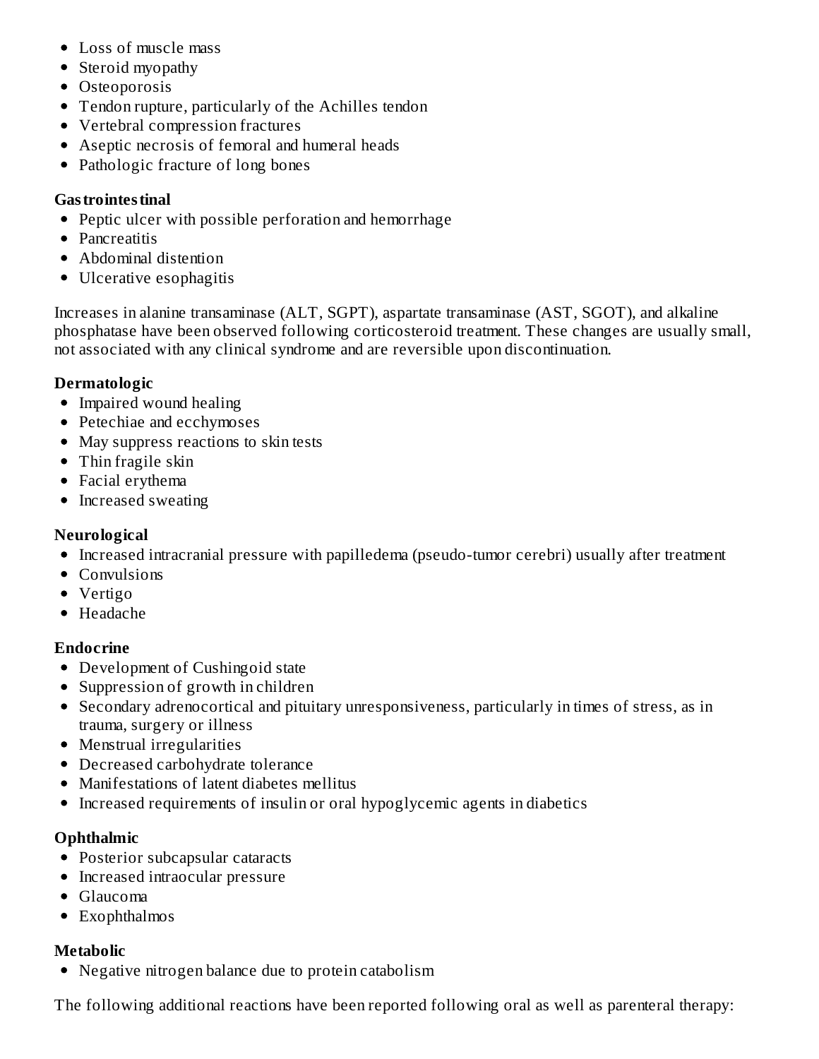- Loss of muscle mass
- Steroid myopathy
- Osteoporosis
- Tendon rupture, particularly of the Achilles tendon
- Vertebral compression fractures
- Aseptic necrosis of femoral and humeral heads
- Pathologic fracture of long bones

**Gastrointestinal**

- Peptic ulcer with possible perforation and hemorrhage
- Pancreatitis
- Abdominal distention
- Ulcerative esophagitis

Increases in alanine transaminase (ALT, SGPT), aspartate transaminase (AST, SGOT), and alkaline phosphatase have been observed following corticosteroid treatment. These changes are usually small, not associated with any clinical syndrome and are reversible upon discontinuation.

**Dermatologic**

- Impaired wound healing
- Petechiae and ecchymoses
- May suppress reactions to skin tests
- Thin fragile skin
- Facial erythema
- Increased sweating

**Neurological**

- Increased intracranial pressure with papilledema (pseudo-tumor cerebri) usually after treatment
- Convulsions
- Vertigo
- Headache

**Endocrine**

- Development of Cushingoid state
- Suppression of growth in children
- Secondary adrenocortical and pituitary unresponsiveness, particularly in times of stress, as in trauma, surgery or illness
- Menstrual irregularities
- Decreased carbohydrate tolerance
- Manifestations of latent diabetes mellitus
- Increased requirements of insulin or oral hypoglycemic agents in diabetics

**Ophthalmic**

- Posterior subcapsular cataracts
- Increased intraocular pressure
- Glaucoma
- Exophthalmos

**Metabolic**

- Negative nitrogen balance due to protein catabolism

The following additional reactions have been reported following oral as well as parenteral therapy: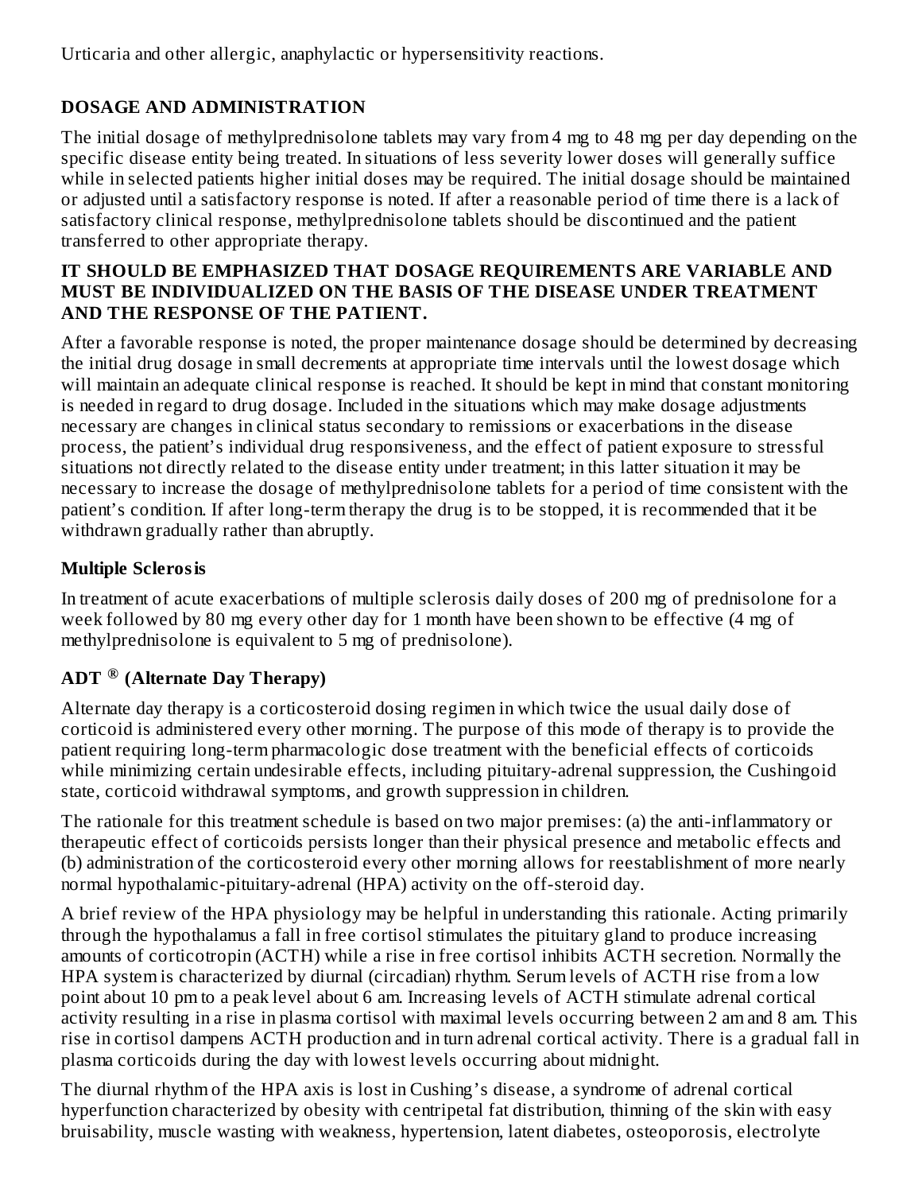Urticaria and other allergic, anaphylactic or hypersensitivity reactions.

## DOSAGE AND ADMINISTRATION

The initial dosage of methylprednisolone tablets may vary from 4 mg to 48 mg per day depending on the specific disease entity being treated. In situations of less severity lower doses will generally suffice while in selected patients higher initial doses may be required. The initial dosage should be maintained or adjusted until a satisfactory response is noted. If after a reasonable period of time there is a lack of satisfactory clinical response, methylprednisolone tablets should be discontinued and the patient transferred to other appropriate therapy.

**IT SHOULD BE EMPHASIZED THAT DOSAGE REQUIREMENTS ARE VARIABLE AND MUST BE INDIVIDUALIZED ON THE BASIS OF THE DISEASE UNDER TREATMENT AND THE RESPONSE OF THE PATIENT.**

After a favorable response is noted, the proper maintenance dosage should be determined by decreasing the initial drug dosage in small decrements at appropriate time intervals until the lowest dosage which will maintain an adequate clinical response is reached. It should be kept in mind that constant monitoring is needed in regard to drug dosage. Included in the situations which may make dosage adjustments necessary are changes in clinical status secondary to remissions or exacerbations in the disease process, the patient's individual drug responsiveness, and the effect of patient exposure to stressful situations not directly related to the disease entity under treatment; in this latter situation it may be necessary to increase the dosage of methylprednisolone tablets for a period of time consistent with the patient's condition. If after long-term therapy the drug is to be stopped, it is recommended that it be withdrawn gradually rather than abruptly.

### Multiple Sclerosis

In treatment of acute exacerbations of multiple sclerosis daily doses of 200 mg of prednisolone for a week followed by 80 mg every other day for 1 month have been shown to be effective (4 mg of methylprednisolone is equivalent to 5 mg of prednisolone).

### ADT ® (Alternate Day Therapy)

Alternate day therapy is a corticosteroid dosing regimen in which twice the usual daily dose of corticoid is administered every other morning. The purpose of this mode of therapy is to provide the patient requiring long-term pharmacologic dose treatment with the beneficial effects of corticoids while minimizing certain undesirable effects, including pituitary-adrenal suppression, the Cushingoid state, corticoid withdrawal symptoms, and growth suppression in children.

The rationale for this treatment schedule is based on two major premises: (a) the anti-inflammatory or therapeutic effect of corticoids persists longer than their physical presence and metabolic effects and (b) administration of the corticosteroid every other morning allows for reestablishment of more nearly normal hypothalamic-pituitary-adrenal (HPA) activity on the off-steroid day.

A brief review of the HPA physiology may be helpful in understanding this rationale. Acting primarily through the hypothalamus a fall in free cortisol stimulates the pituitary gland to produce increasing amounts of corticotropin (ACTH) while a rise in free cortisol inhibits ACTH secretion. Normally the HPA system is characterized by diurnal (circadian) rhythm. Serum levels of ACTH rise from a low point about 10 pm to a peak level about 6 am. Increasing levels of ACTH stimulate adrenal cortical activity resulting in a rise in plasma cortisol with maximal levels occurring between 2 am and 8 am. This rise in cortisol dampens ACTH production and in turn adrenal cortical activity. There is a gradual fall in plasma corticoids during the day with lowest levels occurring about midnight.

The diurnal rhythm of the HPA axis is lost in Cushing's disease, a syndrome of adrenal cortical hyperfunction characterized by obesity with centripetal fat distribution, thinning of the skin with easy bruisability, muscle wasting with weakness, hypertension, latent diabetes, osteoporosis, electrolyte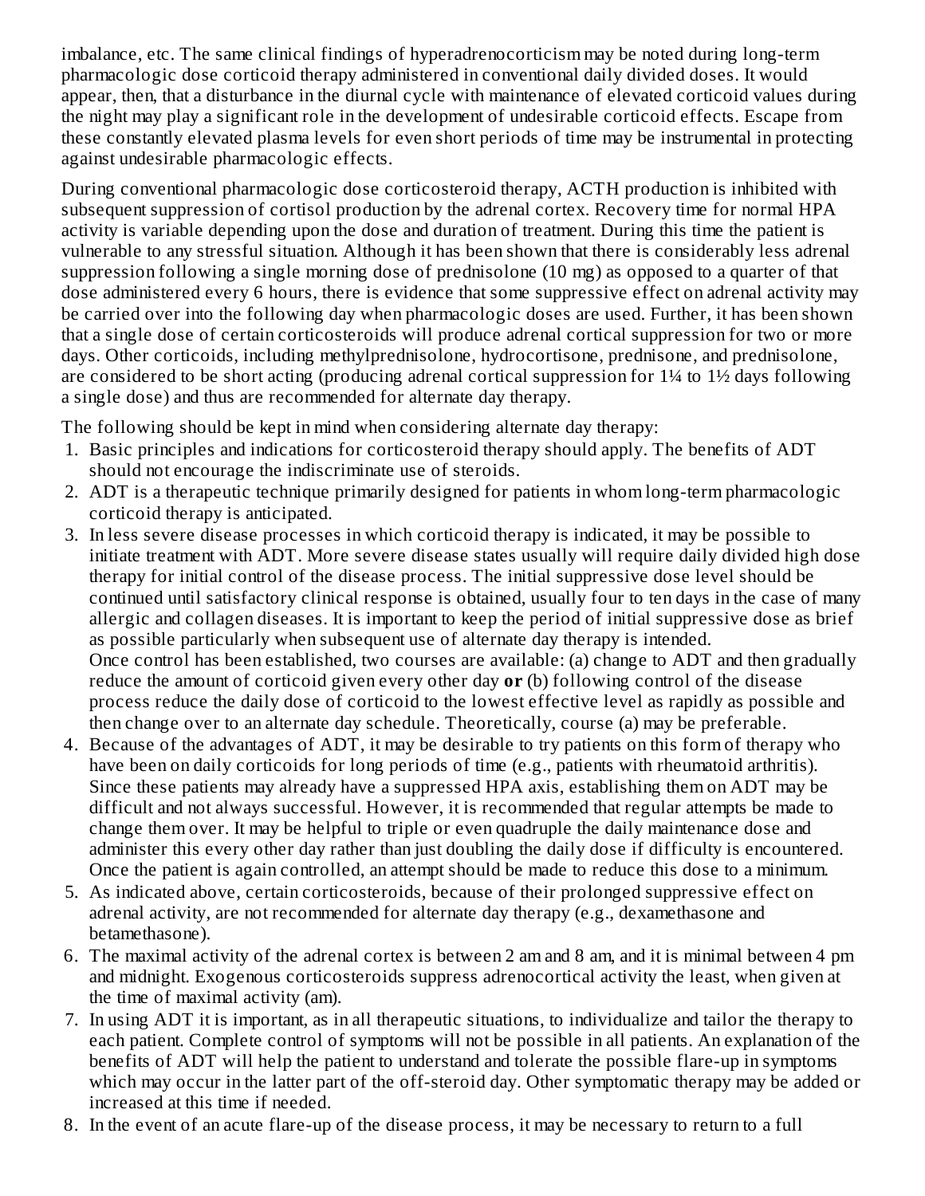imbalance, etc. The same clinical findings of hyperadrenocorticism may be noted during long-term pharmacologic dose corticoid therapy administered in conventional daily divided doses. It would appear, then, that a disturbance in the diurnal cycle with maintenance of elevated corticoid values during the night may play a significant role in the development of undesirable corticoid effects. Escape from these constantly elevated plasma levels for even short periods of time may be instrumental in protecting against undesirable pharmacologic effects.

During conventional pharmacologic dose corticosteroid therapy, ACTH production is inhibited with subsequent suppression of cortisol production by the adrenal cortex. Recovery time for normal HPA activity is variable depending upon the dose and duration of treatment. During this time the patient is vulnerable to any stressful situation. Although it has been shown that there is considerably less adrenal suppression following a single morning dose of prednisolone (10 mg) as opposed to a quarter of that dose administered every 6 hours, there is evidence that some suppressive effect on adrenal activity may be carried over into the following day when pharmacologic doses are used. Further, it has been shown that a single dose of certain corticosteroids will produce adrenal cortical suppression for two or more days. Other corticoids, including methylprednisolone, hydrocortisone, prednisone, and prednisolone, are considered to be short acting (producing adrenal cortical suppression for 1¼ to 1½ days following a single dose) and thus are recommended for alternate day therapy.

The following should be kept in mind when considering alternate day therapy:

1. Basic principles and indications for corticosteroid therapy should apply. The benefits of ADT should not encourage the indiscriminate use of steroids.
2. ADT is a therapeutic technique primarily designed for patients in whom long-term pharmacologic corticoid therapy is anticipated.
3. In less severe disease processes in which corticoid therapy is indicated, it may be possible to initiate treatment with ADT. More severe disease states usually will require daily divided high dose therapy for initial control of the disease process. The initial suppressive dose level should be continued until satisfactory clinical response is obtained, usually four to ten days in the case of many allergic and collagen diseases. It is important to keep the period of initial suppressive dose as brief as possible particularly when subsequent use of alternate day therapy is intended.
   Once control has been established, two courses are available: (a) change to ADT and then gradually reduce the amount of corticoid given every other day **or** (b) following control of the disease process reduce the daily dose of corticoid to the lowest effective level as rapidly as possible and then change over to an alternate day schedule. Theoretically, course (a) may be preferable.
4. Because of the advantages of ADT, it may be desirable to try patients on this form of therapy who have been on daily corticoids for long periods of time (e.g., patients with rheumatoid arthritis). Since these patients may already have a suppressed HPA axis, establishing them on ADT may be difficult and not always successful. However, it is recommended that regular attempts be made to change them over. It may be helpful to triple or even quadruple the daily maintenance dose and administer this every other day rather than just doubling the daily dose if difficulty is encountered. Once the patient is again controlled, an attempt should be made to reduce this dose to a minimum.
5. As indicated above, certain corticosteroids, because of their prolonged suppressive effect on adrenal activity, are not recommended for alternate day therapy (e.g., dexamethasone and betamethasone).
6. The maximal activity of the adrenal cortex is between 2 am and 8 am, and it is minimal between 4 pm and midnight. Exogenous corticosteroids suppress adrenocortical activity the least, when given at the time of maximal activity (am).
7. In using ADT it is important, as in all therapeutic situations, to individualize and tailor the therapy to each patient. Complete control of symptoms will not be possible in all patients. An explanation of the benefits of ADT will help the patient to understand and tolerate the possible flare-up in symptoms which may occur in the latter part of the off-steroid day. Other symptomatic therapy may be added or increased at this time if needed.
8. In the event of an acute flare-up of the disease process, it may be necessary to return to a full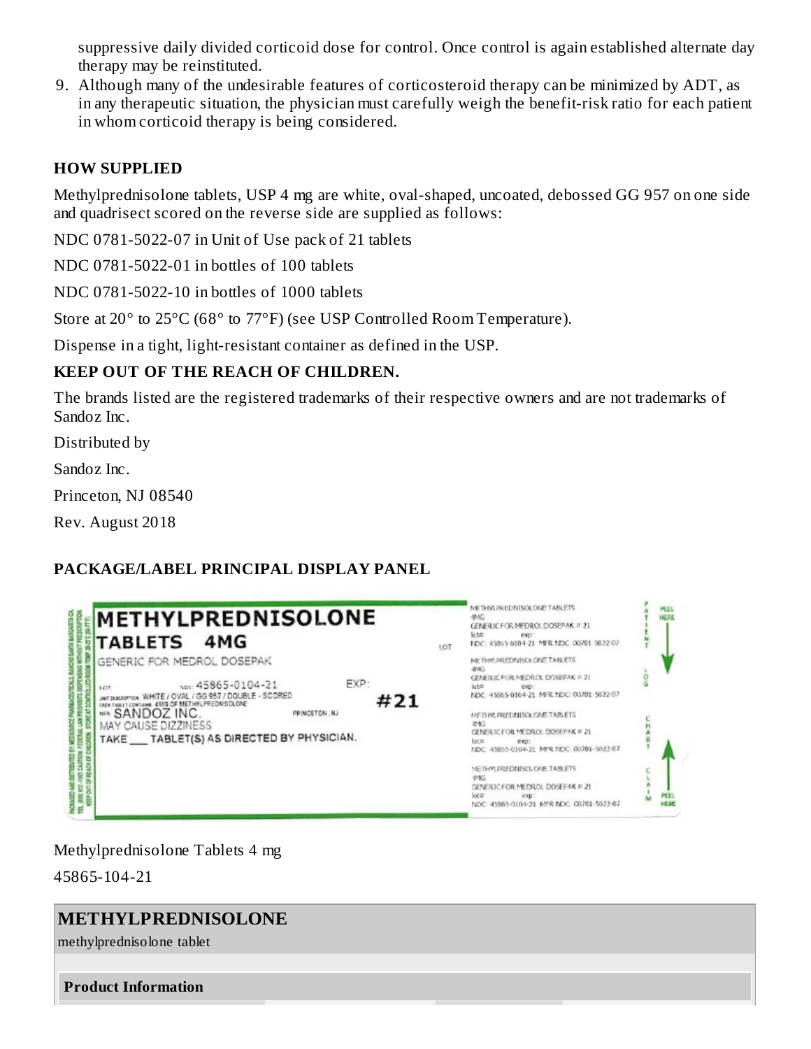suppressive daily divided corticoid dose for control. Once control is again established alternate day therapy may be reinstituted.

9. Although many of the undesirable features of corticosteroid therapy can be minimized by ADT, as in any therapeutic situation, the physician must carefully weigh the benefit-risk ratio for each patient in whom corticoid therapy is being considered.

## HOW SUPPLIED

Methylprednisolone tablets, USP 4 mg are white, oval-shaped, uncoated, debossed GG 957 on one side and quadrisect scored on the reverse side are supplied as follows:

NDC 0781-5022-07 in Unit of Use pack of 21 tablets

NDC 0781-5022-01 in bottles of 100 tablets

NDC 0781-5022-10 in bottles of 1000 tablets

Store at 20° to 25°C (68° to 77°F) (see USP Controlled Room Temperature).

Dispense in a tight, light-resistant container as defined in the USP.

**KEEP OUT OF THE REACH OF CHILDREN.**

The brands listed are the registered trademarks of their respective owners and are not trademarks of Sandoz Inc.

Distributed by

Sandoz Inc.

Princeton, NJ 08540

Rev. August 2018

## PACKAGE/LABEL PRINCIPAL DISPLAY PANEL

METHYLPREDNISOLONE TABLETS 4MG

GENERIC FOR MEDROL DOSEPAK

LOT: NDC: 45865-0104-21 EXP:

UNIT DESCRIPTION: WHITE / OVAL / GG 957 / DOUBLE - SCORED

EACH TABLET CONTAINS: 4MG OF METHYLPREDNISOLONE

MFR: SANDOZ INC. PRINCETON, NJ

#21

MAY CAUSE DIZZINESS

TAKE ___ TABLET(S) AS DIRECTED BY PHYSICIAN.

METHYLPREDNISOLONE TABLETS 4MG GENERIC FOR MEDROL DOSEPAK # 21 lot# exp: NDC: 45865-0104-21 MFR NDC: 00781-5022-07

PATIENT / LOG / CHART / CLAIM

PEEL HERE

Methylprednisolone Tablets 4 mg

45865-104-21

## METHYLPREDNISOLONE

methylprednisolone tablet

**Product Information**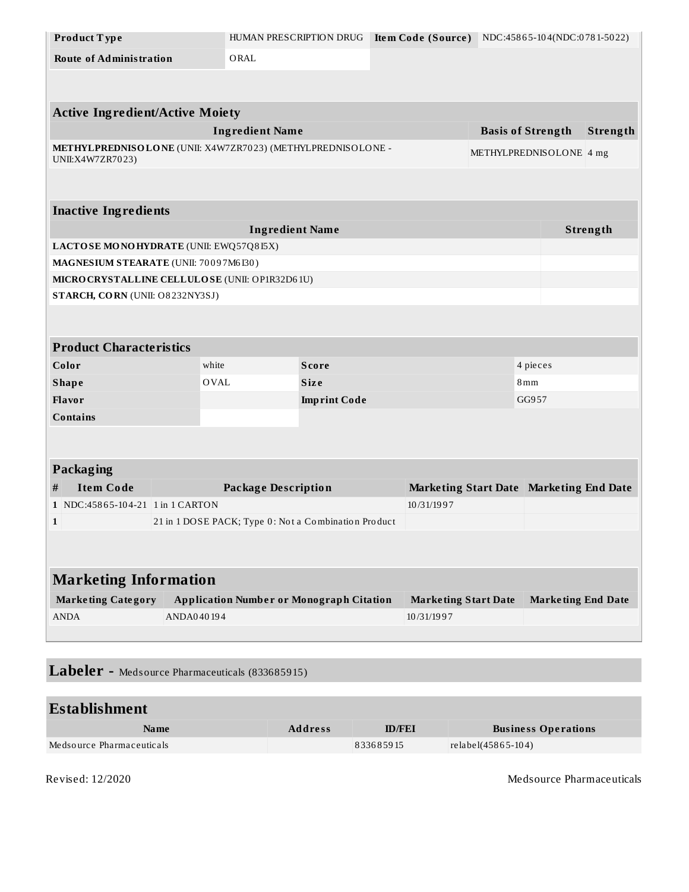| | | | |
|---|---|---|---|
| **Product Type** | HUMAN PRESCRIPTION DRUG | **Item Code (Source)** | NDC:45865-104(NDC:0781-5022) |
| **Route of Administration** | ORAL | | |

| **Active Ingredient/Active Moiety** | | |
|---|---|---|
| **Ingredient Name** | **Basis of Strength** | **Strength** |
| **METHYLPREDNISOLONE** (UNII: X4W7ZR7023) (METHYLPREDNISOLONE - UNII:X4W7ZR7023) | METHYLPREDNISOLONE | 4 mg |

| **Inactive Ingredients** | |
|---|---|
| **Ingredient Name** | **Strength** |
| **LACTOSE MONOHYDRATE** (UNII: EWQ57Q8I5X) | |
| **MAGNESIUM STEARATE** (UNII: 70097M6I30) | |
| **MICROCRYSTALLINE CELLULOSE** (UNII: OP1R32D61U) | |
| **STARCH, CORN** (UNII: O8232NY3SJ) | |

| **Product Characteristics** | | | |
|---|---|---|---|
| **Color** | white | **Score** | 4 pieces |
| **Shape** | OVAL | **Size** | 8mm |
| **Flavor** | | **Imprint Code** | GG957 |
| **Contains** | | | |

| **Packaging** | | | | |
|---|---|---|---|---|
| **#** | **Item Code** | **Package Description** | **Marketing Start Date** | **Marketing End Date** |
| **1** | NDC:45865-104-21 | 1 in 1 CARTON | 10/31/1997 | |
| **1** | | 21 in 1 DOSE PACK; Type 0: Not a Combination Product | | |

| **Marketing Information** | | | |
|---|---|---|---|
| **Marketing Category** | **Application Number or Monograph Citation** | **Marketing Start Date** | **Marketing End Date** |
| ANDA | ANDA040194 | 10/31/1997 | |

## Labeler - Medsource Pharmaceuticals (833685915)

| **Establishment** | | | |
|---|---|---|---|
| **Name** | **Address** | **ID/FEI** | **Business Operations** |
| Medsource Pharmaceuticals | | 833685915 | relabel(45865-104) |

Revised: 12/2020

Medsource Pharmaceuticals